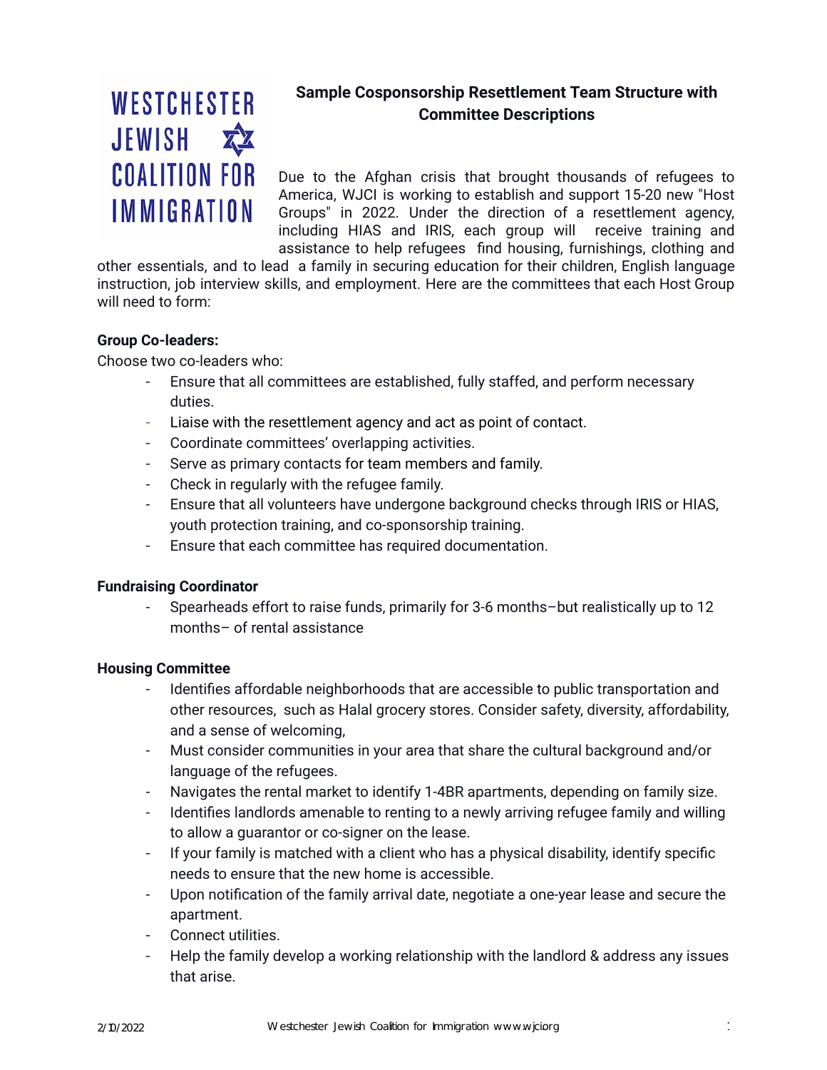WESTCHESTER JEWISH COALITION FOR IMMIGRATION

# Sample Cosponsorship Resettlement Team Structure with Committee Descriptions

Due to the Afghan crisis that brought thousands of refugees to America, WJCI is working to establish and support 15-20 new "Host Groups" in 2022. Under the direction of a resettlement agency, including HIAS and IRIS, each group will receive training and assistance to help refugees find housing, furnishings, clothing and other essentials, and to lead a family in securing education for their children, English language instruction, job interview skills, and employment. Here are the committees that each Host Group will need to form:

**Group Co-leaders:**

Choose two co-leaders who:

- Ensure that all committees are established, fully staffed, and perform necessary duties.
- Liaise with the resettlement agency and act as point of contact.
- Coordinate committees' overlapping activities.
- Serve as primary contacts for team members and family.
- Check in regularly with the refugee family.
- Ensure that all volunteers have undergone background checks through IRIS or HIAS, youth protection training, and co-sponsorship training.
- Ensure that each committee has required documentation.

**Fundraising Coordinator**

- Spearheads effort to raise funds, primarily for 3-6 months–but realistically up to 12 months– of rental assistance

**Housing Committee**

- Identifies affordable neighborhoods that are accessible to public transportation and other resources, such as Halal grocery stores. Consider safety, diversity, affordability, and a sense of welcoming,
- Must consider communities in your area that share the cultural background and/or language of the refugees.
- Navigates the rental market to identify 1-4BR apartments, depending on family size.
- Identifies landlords amenable to renting to a newly arriving refugee family and willing to allow a guarantor or co-signer on the lease.
- If your family is matched with a client who has a physical disability, identify specific needs to ensure that the new home is accessible.
- Upon notification of the family arrival date, negotiate a one-year lease and secure the apartment.
- Connect utilities.
- Help the family develop a working relationship with the landlord & address any issues that arise.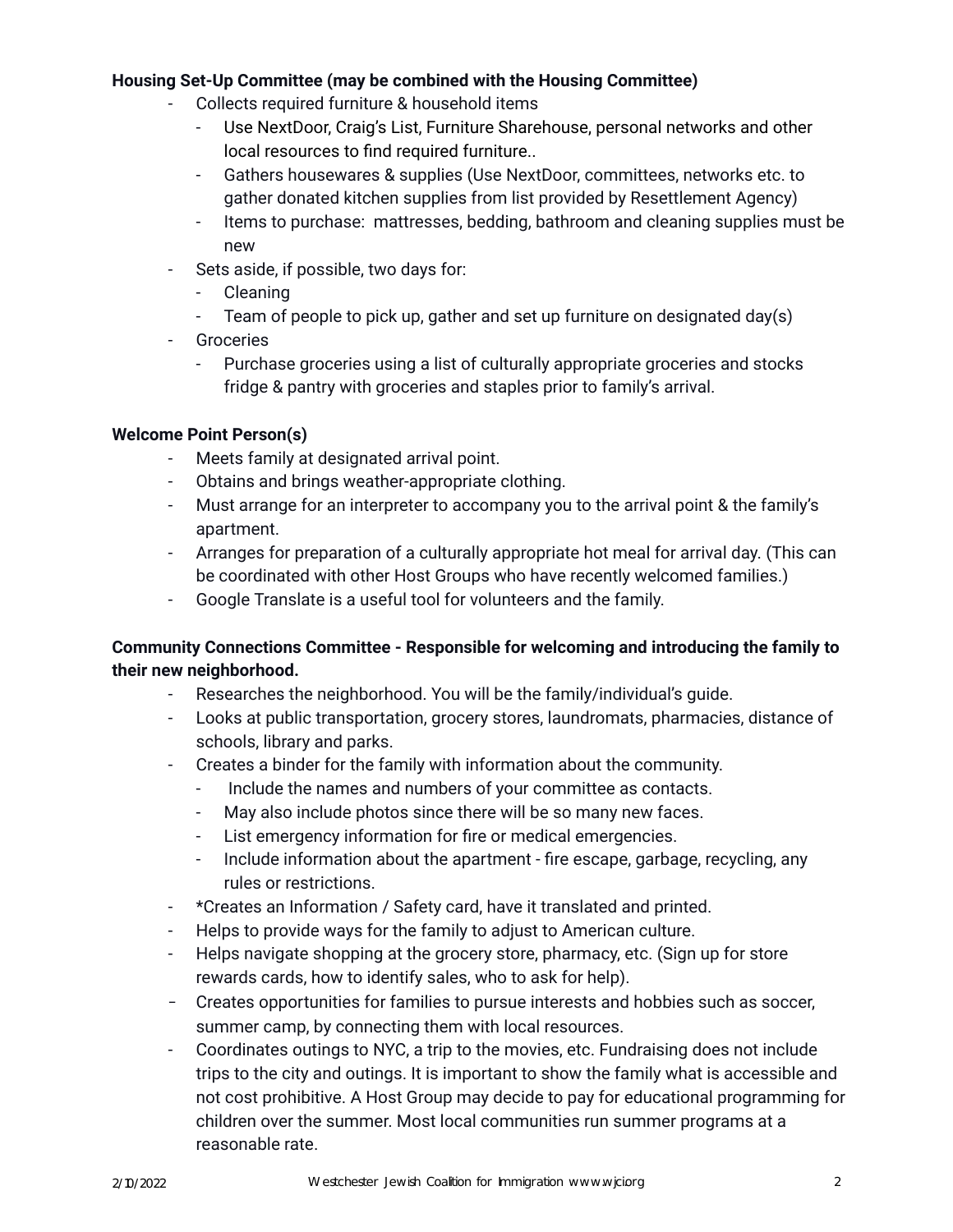**Housing Set-Up Committee (may be combined with the Housing Committee)**

- Collects required furniture & household items
    - Use NextDoor, Craig's List, Furniture Sharehouse, personal networks and other local resources to find required furniture..
    - Gathers housewares & supplies (Use NextDoor, committees, networks etc. to gather donated kitchen supplies from list provided by Resettlement Agency)
    - Items to purchase: mattresses, bedding, bathroom and cleaning supplies must be new
- Sets aside, if possible, two days for:
    - Cleaning
    - Team of people to pick up, gather and set up furniture on designated day(s)
- Groceries
    - Purchase groceries using a list of culturally appropriate groceries and stocks fridge & pantry with groceries and staples prior to family's arrival.

**Welcome Point Person(s)**

- Meets family at designated arrival point.
- Obtains and brings weather-appropriate clothing.
- Must arrange for an interpreter to accompany you to the arrival point & the family's apartment.
- Arranges for preparation of a culturally appropriate hot meal for arrival day. (This can be coordinated with other Host Groups who have recently welcomed families.)
- Google Translate is a useful tool for volunteers and the family.

**Community Connections Committee - Responsible for welcoming and introducing the family to their new neighborhood.**

- Researches the neighborhood. You will be the family/individual's guide.
- Looks at public transportation, grocery stores, laundromats, pharmacies, distance of schools, library and parks.
- Creates a binder for the family with information about the community.
    - Include the names and numbers of your committee as contacts.
    - May also include photos since there will be so many new faces.
    - List emergency information for fire or medical emergencies.
    - Include information about the apartment - fire escape, garbage, recycling, any rules or restrictions.
- *Creates an Information / Safety card, have it translated and printed.
- Helps to provide ways for the family to adjust to American culture.
- Helps navigate shopping at the grocery store, pharmacy, etc. (Sign up for store rewards cards, how to identify sales, who to ask for help).
- Creates opportunities for families to pursue interests and hobbies such as soccer, summer camp, by connecting them with local resources.
- Coordinates outings to NYC, a trip to the movies, etc. Fundraising does not include trips to the city and outings. It is important to show the family what is accessible and not cost prohibitive. A Host Group may decide to pay for educational programming for children over the summer. Most local communities run summer programs at a reasonable rate.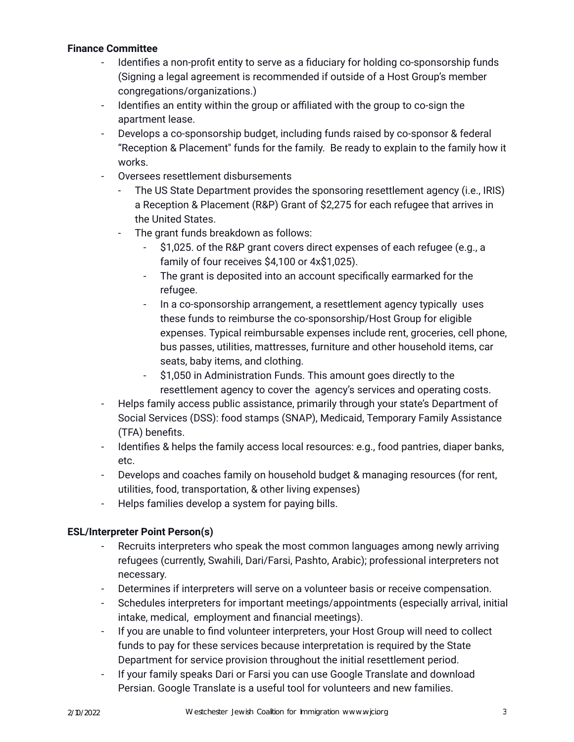**Finance Committee**

- Identifies a non-profit entity to serve as a fiduciary for holding co-sponsorship funds (Signing a legal agreement is recommended if outside of a Host Group's member congregations/organizations.)
- Identifies an entity within the group or affiliated with the group to co-sign the apartment lease.
- Develops a co-sponsorship budget, including funds raised by co-sponsor & federal "Reception & Placement" funds for the family. Be ready to explain to the family how it works.
- Oversees resettlement disbursements
  - The US State Department provides the sponsoring resettlement agency (i.e., IRIS) a Reception & Placement (R&P) Grant of $2,275 for each refugee that arrives in the United States.
  - The grant funds breakdown as follows:
    - $1,025. of the R&P grant covers direct expenses of each refugee (e.g., a family of four receives $4,100 or 4x$1,025).
    - The grant is deposited into an account specifically earmarked for the refugee.
    - In a co-sponsorship arrangement, a resettlement agency typically uses these funds to reimburse the co-sponsorship/Host Group for eligible expenses. Typical reimbursable expenses include rent, groceries, cell phone, bus passes, utilities, mattresses, furniture and other household items, car seats, baby items, and clothing.
    - $1,050 in Administration Funds. This amount goes directly to the resettlement agency to cover the agency's services and operating costs.
- Helps family access public assistance, primarily through your state's Department of Social Services (DSS): food stamps (SNAP), Medicaid, Temporary Family Assistance (TFA) benefits.
- Identifies & helps the family access local resources: e.g., food pantries, diaper banks, etc.
- Develops and coaches family on household budget & managing resources (for rent, utilities, food, transportation, & other living expenses)
- Helps families develop a system for paying bills.

**ESL/Interpreter Point Person(s)**

- Recruits interpreters who speak the most common languages among newly arriving refugees (currently, Swahili, Dari/Farsi, Pashto, Arabic); professional interpreters not necessary.
- Determines if interpreters will serve on a volunteer basis or receive compensation.
- Schedules interpreters for important meetings/appointments (especially arrival, initial intake, medical, employment and financial meetings).
- If you are unable to find volunteer interpreters, your Host Group will need to collect funds to pay for these services because interpretation is required by the State Department for service provision throughout the initial resettlement period.
- If your family speaks Dari or Farsi you can use Google Translate and download Persian. Google Translate is a useful tool for volunteers and new families.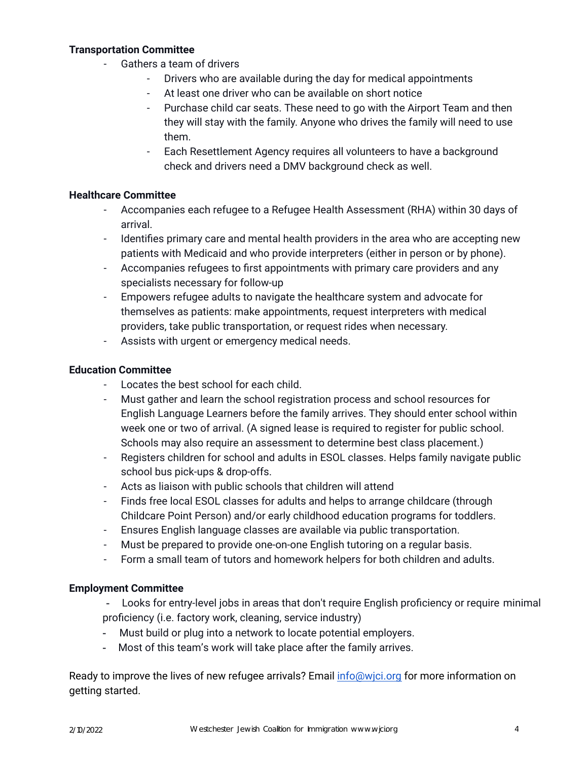**Transportation Committee**

- Gathers a team of drivers
    - Drivers who are available during the day for medical appointments
    - At least one driver who can be available on short notice
    - Purchase child car seats. These need to go with the Airport Team and then they will stay with the family. Anyone who drives the family will need to use them.
    - Each Resettlement Agency requires all volunteers to have a background check and drivers need a DMV background check as well.

**Healthcare Committee**

- Accompanies each refugee to a Refugee Health Assessment (RHA) within 30 days of arrival.
- Identifies primary care and mental health providers in the area who are accepting new patients with Medicaid and who provide interpreters (either in person or by phone).
- Accompanies refugees to first appointments with primary care providers and any specialists necessary for follow-up
- Empowers refugee adults to navigate the healthcare system and advocate for themselves as patients: make appointments, request interpreters with medical providers, take public transportation, or request rides when necessary.
- Assists with urgent or emergency medical needs.

**Education Committee**

- Locates the best school for each child.
- Must gather and learn the school registration process and school resources for English Language Learners before the family arrives. They should enter school within week one or two of arrival. (A signed lease is required to register for public school. Schools may also require an assessment to determine best class placement.)
- Registers children for school and adults in ESOL classes. Helps family navigate public school bus pick-ups & drop-offs.
- Acts as liaison with public schools that children will attend
- Finds free local ESOL classes for adults and helps to arrange childcare (through Childcare Point Person) and/or early childhood education programs for toddlers.
- Ensures English language classes are available via public transportation.
- Must be prepared to provide one-on-one English tutoring on a regular basis.
- Form a small team of tutors and homework helpers for both children and adults.

**Employment Committee**

- Looks for entry-level jobs in areas that don't require English proficiency or require minimal proficiency (i.e. factory work, cleaning, service industry)
- Must build or plug into a network to locate potential employers.
- Most of this team's work will take place after the family arrives.

Ready to improve the lives of new refugee arrivals? Email [info@wjci.org](mailto:info@wjci.org) for more information on getting started.